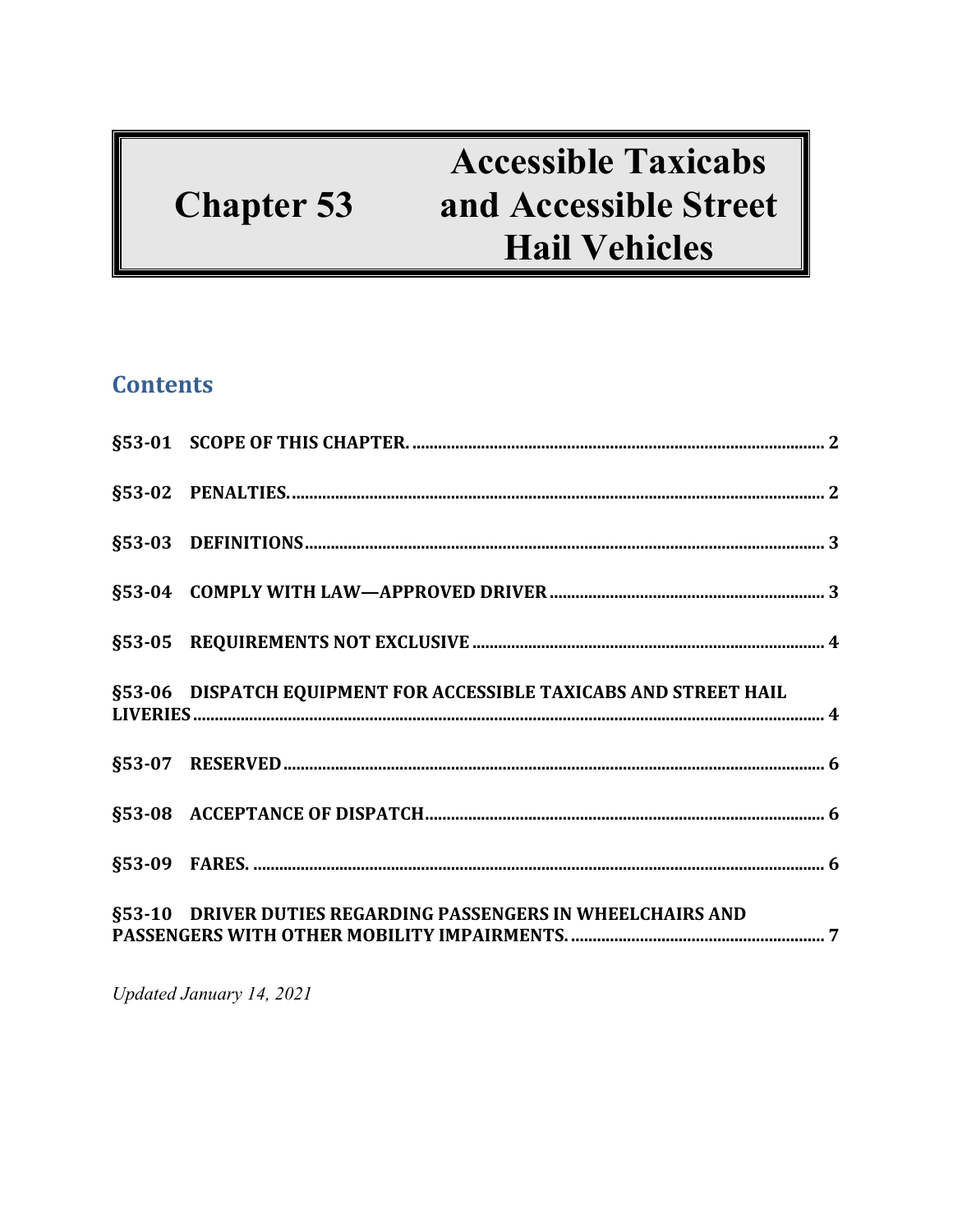# Chapter 53 Accessible Taxicabs and Accessible Street Hail Vehicles

## Contents

§53-01 SCOPE OF THIS CHAPTER. .......... 2

§53-02 PENALTIES. .......... 2

§53-03 DEFINITIONS .......... 3

§53-04 COMPLY WITH LAW—APPROVED DRIVER .......... 3

§53-05 REQUIREMENTS NOT EXCLUSIVE .......... 4

§53-06 DISPATCH EQUIPMENT FOR ACCESSIBLE TAXICABS AND STREET HAIL LIVERIES .......... 4

§53-07 RESERVED .......... 6

§53-08 ACCEPTANCE OF DISPATCH .......... 6

§53-09 FARES. .......... 6

§53-10 DRIVER DUTIES REGARDING PASSENGERS IN WHEELCHAIRS AND PASSENGERS WITH OTHER MOBILITY IMPAIRMENTS. .......... 7

*Updated January 14, 2021*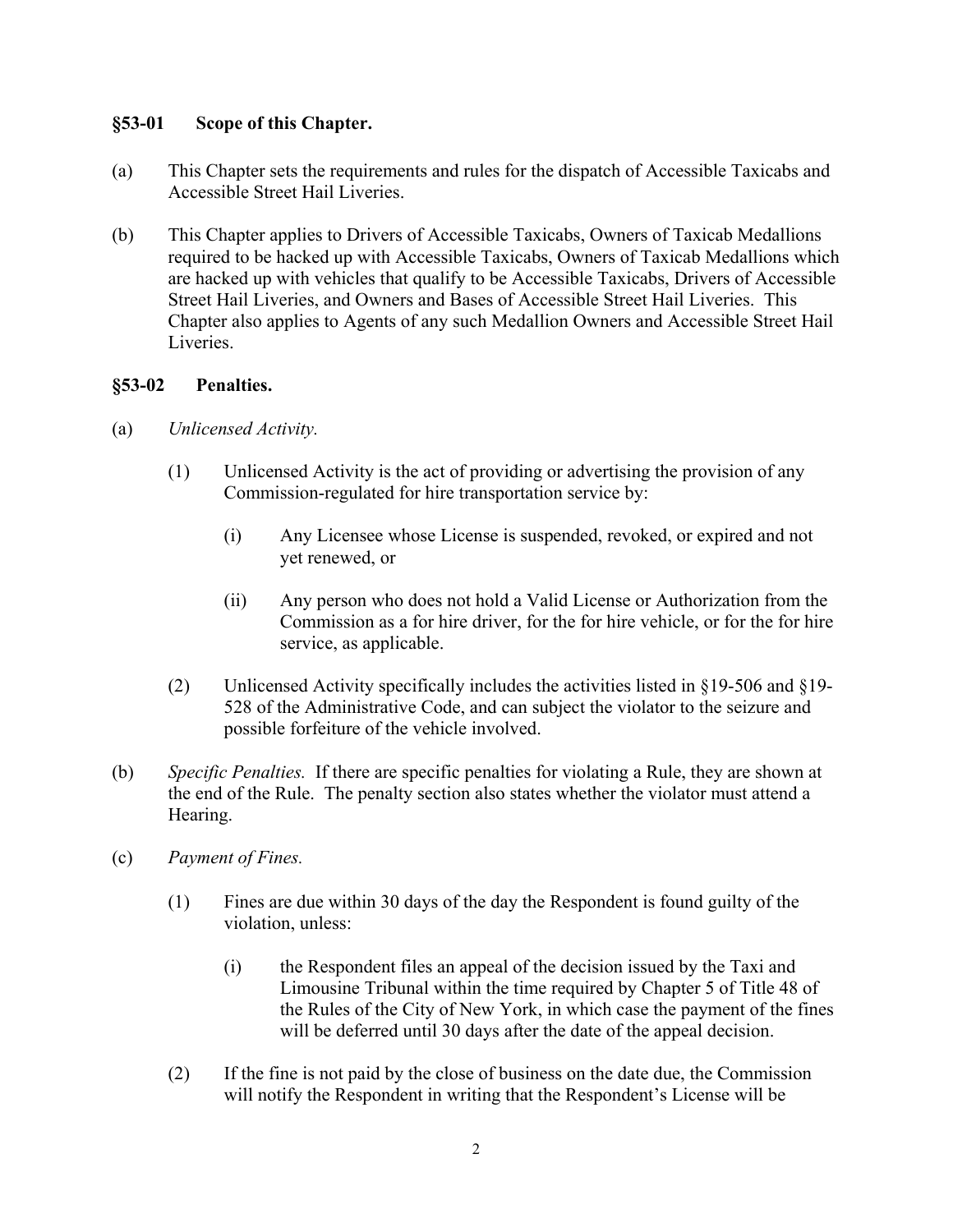### §53-01 Scope of this Chapter.

(a) This Chapter sets the requirements and rules for the dispatch of Accessible Taxicabs and Accessible Street Hail Liveries.

(b) This Chapter applies to Drivers of Accessible Taxicabs, Owners of Taxicab Medallions required to be hacked up with Accessible Taxicabs, Owners of Taxicab Medallions which are hacked up with vehicles that qualify to be Accessible Taxicabs, Drivers of Accessible Street Hail Liveries, and Owners and Bases of Accessible Street Hail Liveries. This Chapter also applies to Agents of any such Medallion Owners and Accessible Street Hail Liveries.

### §53-02 Penalties.

(a) *Unlicensed Activity.*

(1) Unlicensed Activity is the act of providing or advertising the provision of any Commission-regulated for hire transportation service by:

(i) Any Licensee whose License is suspended, revoked, or expired and not yet renewed, or

(ii) Any person who does not hold a Valid License or Authorization from the Commission as a for hire driver, for the for hire vehicle, or for the for hire service, as applicable.

(2) Unlicensed Activity specifically includes the activities listed in §19-506 and §19-528 of the Administrative Code, and can subject the violator to the seizure and possible forfeiture of the vehicle involved.

(b) *Specific Penalties.* If there are specific penalties for violating a Rule, they are shown at the end of the Rule. The penalty section also states whether the violator must attend a Hearing.

(c) *Payment of Fines.*

(1) Fines are due within 30 days of the day the Respondent is found guilty of the violation, unless:

(i) the Respondent files an appeal of the decision issued by the Taxi and Limousine Tribunal within the time required by Chapter 5 of Title 48 of the Rules of the City of New York, in which case the payment of the fines will be deferred until 30 days after the date of the appeal decision.

(2) If the fine is not paid by the close of business on the date due, the Commission will notify the Respondent in writing that the Respondent's License will be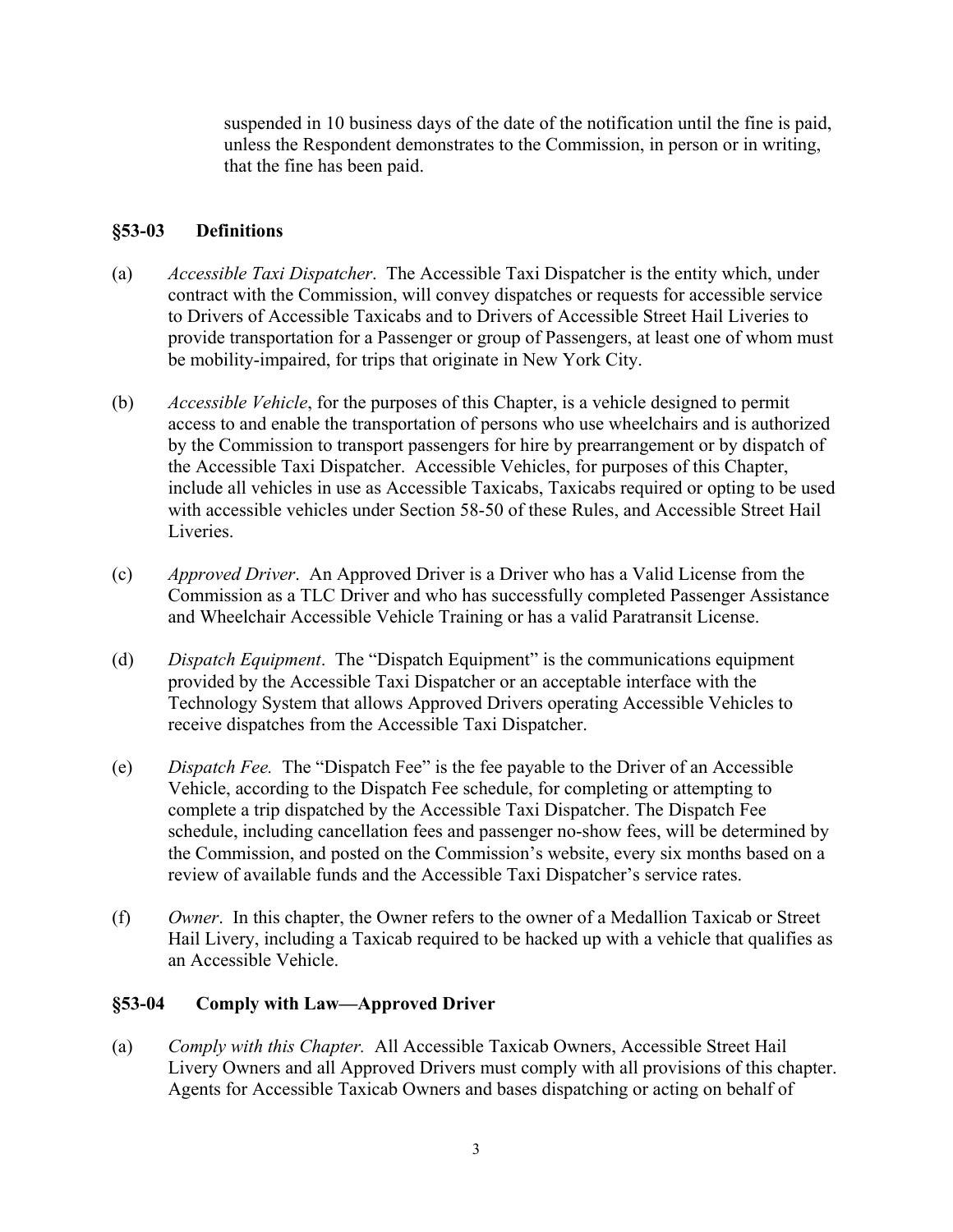suspended in 10 business days of the date of the notification until the fine is paid, unless the Respondent demonstrates to the Commission, in person or in writing, that the fine has been paid.

## §53-03 Definitions

(a) *Accessible Taxi Dispatcher*. The Accessible Taxi Dispatcher is the entity which, under contract with the Commission, will convey dispatches or requests for accessible service to Drivers of Accessible Taxicabs and to Drivers of Accessible Street Hail Liveries to provide transportation for a Passenger or group of Passengers, at least one of whom must be mobility-impaired, for trips that originate in New York City.

(b) *Accessible Vehicle*, for the purposes of this Chapter, is a vehicle designed to permit access to and enable the transportation of persons who use wheelchairs and is authorized by the Commission to transport passengers for hire by prearrangement or by dispatch of the Accessible Taxi Dispatcher. Accessible Vehicles, for purposes of this Chapter, include all vehicles in use as Accessible Taxicabs, Taxicabs required or opting to be used with accessible vehicles under Section 58-50 of these Rules, and Accessible Street Hail Liveries.

(c) *Approved Driver*. An Approved Driver is a Driver who has a Valid License from the Commission as a TLC Driver and who has successfully completed Passenger Assistance and Wheelchair Accessible Vehicle Training or has a valid Paratransit License.

(d) *Dispatch Equipment*. The "Dispatch Equipment" is the communications equipment provided by the Accessible Taxi Dispatcher or an acceptable interface with the Technology System that allows Approved Drivers operating Accessible Vehicles to receive dispatches from the Accessible Taxi Dispatcher.

(e) *Dispatch Fee.* The "Dispatch Fee" is the fee payable to the Driver of an Accessible Vehicle, according to the Dispatch Fee schedule, for completing or attempting to complete a trip dispatched by the Accessible Taxi Dispatcher. The Dispatch Fee schedule, including cancellation fees and passenger no-show fees, will be determined by the Commission, and posted on the Commission's website, every six months based on a review of available funds and the Accessible Taxi Dispatcher's service rates.

(f) *Owner*. In this chapter, the Owner refers to the owner of a Medallion Taxicab or Street Hail Livery, including a Taxicab required to be hacked up with a vehicle that qualifies as an Accessible Vehicle.

## §53-04 Comply with Law—Approved Driver

(a) *Comply with this Chapter.* All Accessible Taxicab Owners, Accessible Street Hail Livery Owners and all Approved Drivers must comply with all provisions of this chapter. Agents for Accessible Taxicab Owners and bases dispatching or acting on behalf of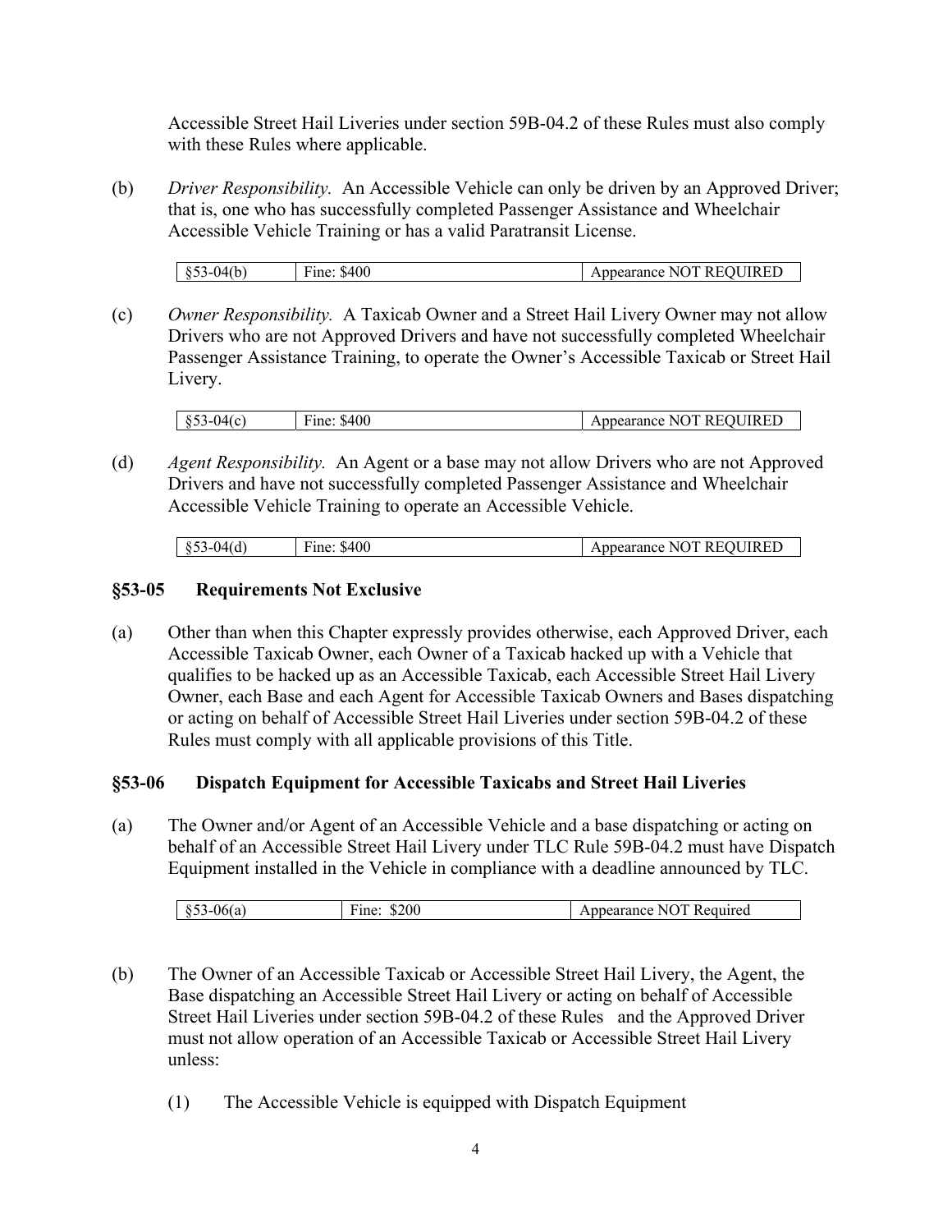Accessible Street Hail Liveries under section 59B-04.2 of these Rules must also comply with these Rules where applicable.

(b) *Driver Responsibility.* An Accessible Vehicle can only be driven by an Approved Driver; that is, one who has successfully completed Passenger Assistance and Wheelchair Accessible Vehicle Training or has a valid Paratransit License.

| §53-04(b) | Fine: $400 | Appearance NOT REQUIRED |
|---|---|---|

(c) *Owner Responsibility.* A Taxicab Owner and a Street Hail Livery Owner may not allow Drivers who are not Approved Drivers and have not successfully completed Wheelchair Passenger Assistance Training, to operate the Owner's Accessible Taxicab or Street Hail Livery.

| §53-04(c) | Fine: $400 | Appearance NOT REQUIRED |
|---|---|---|

(d) *Agent Responsibility.* An Agent or a base may not allow Drivers who are not Approved Drivers and have not successfully completed Passenger Assistance and Wheelchair Accessible Vehicle Training to operate an Accessible Vehicle.

| §53-04(d) | Fine: $400 | Appearance NOT REQUIRED |
|---|---|---|

## §53-05 Requirements Not Exclusive

(a) Other than when this Chapter expressly provides otherwise, each Approved Driver, each Accessible Taxicab Owner, each Owner of a Taxicab hacked up with a Vehicle that qualifies to be hacked up as an Accessible Taxicab, each Accessible Street Hail Livery Owner, each Base and each Agent for Accessible Taxicab Owners and Bases dispatching or acting on behalf of Accessible Street Hail Liveries under section 59B-04.2 of these Rules must comply with all applicable provisions of this Title.

## §53-06 Dispatch Equipment for Accessible Taxicabs and Street Hail Liveries

(a) The Owner and/or Agent of an Accessible Vehicle and a base dispatching or acting on behalf of an Accessible Street Hail Livery under TLC Rule 59B-04.2 must have Dispatch Equipment installed in the Vehicle in compliance with a deadline announced by TLC.

| §53-06(a) | Fine: $200 | Appearance NOT Required |
|---|---|---|

(b) The Owner of an Accessible Taxicab or Accessible Street Hail Livery, the Agent, the Base dispatching an Accessible Street Hail Livery or acting on behalf of Accessible Street Hail Liveries under section 59B-04.2 of these Rules and the Approved Driver must not allow operation of an Accessible Taxicab or Accessible Street Hail Livery unless:

(1) The Accessible Vehicle is equipped with Dispatch Equipment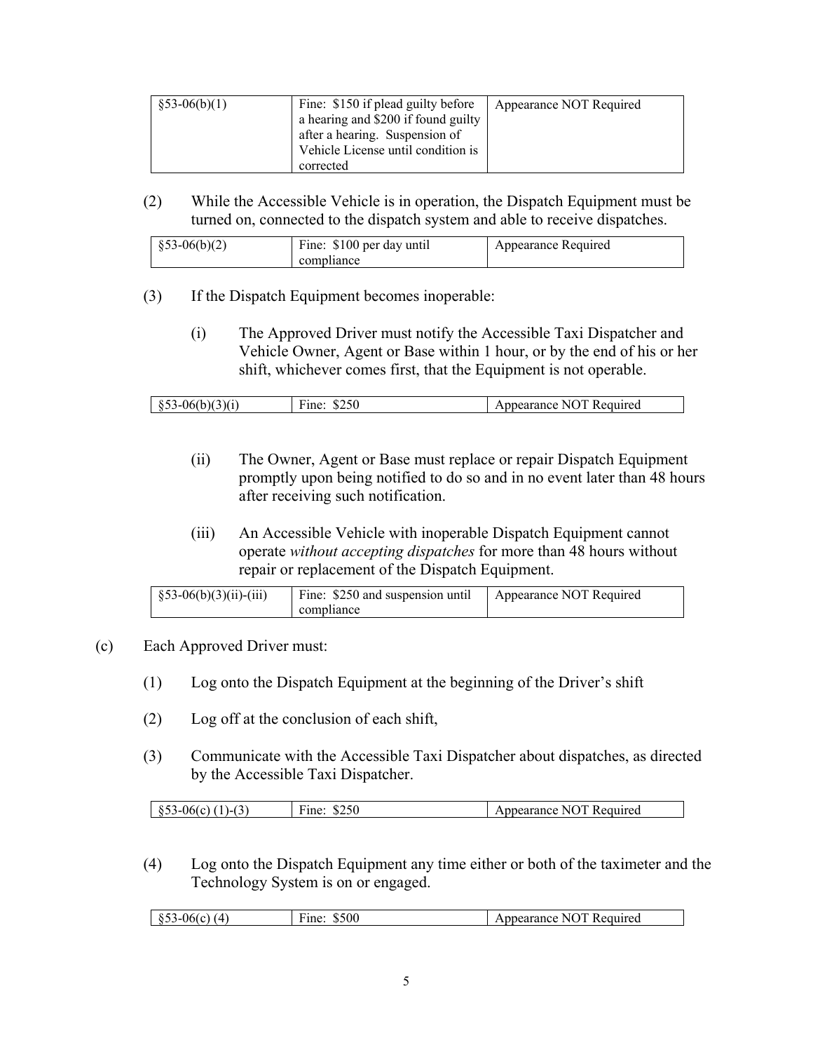| §53-06(b)(1) | Fine: $150 if plead guilty before a hearing and $200 if found guilty after a hearing. Suspension of Vehicle License until condition is corrected | Appearance NOT Required |
|---|---|---|

(2) While the Accessible Vehicle is in operation, the Dispatch Equipment must be turned on, connected to the dispatch system and able to receive dispatches.

| §53-06(b)(2) | Fine: $100 per day until compliance | Appearance Required |
|---|---|---|

(3) If the Dispatch Equipment becomes inoperable:

(i) The Approved Driver must notify the Accessible Taxi Dispatcher and Vehicle Owner, Agent or Base within 1 hour, or by the end of his or her shift, whichever comes first, that the Equipment is not operable.

| §53-06(b)(3)(i) | Fine: $250 | Appearance NOT Required |
|---|---|---|

(ii) The Owner, Agent or Base must replace or repair Dispatch Equipment promptly upon being notified to do so and in no event later than 48 hours after receiving such notification.

(iii) An Accessible Vehicle with inoperable Dispatch Equipment cannot operate *without accepting dispatches* for more than 48 hours without repair or replacement of the Dispatch Equipment.

| §53-06(b)(3)(ii)-(iii) | Fine: $250 and suspension until compliance | Appearance NOT Required |
|---|---|---|

(c) Each Approved Driver must:

(1) Log onto the Dispatch Equipment at the beginning of the Driver's shift

(2) Log off at the conclusion of each shift,

(3) Communicate with the Accessible Taxi Dispatcher about dispatches, as directed by the Accessible Taxi Dispatcher.

| §53-06(c) (1)-(3) | Fine: $250 | Appearance NOT Required |
|---|---|---|

(4) Log onto the Dispatch Equipment any time either or both of the taximeter and the Technology System is on or engaged.

| §53-06(c) (4) | Fine: $500 | Appearance NOT Required |
|---|---|---|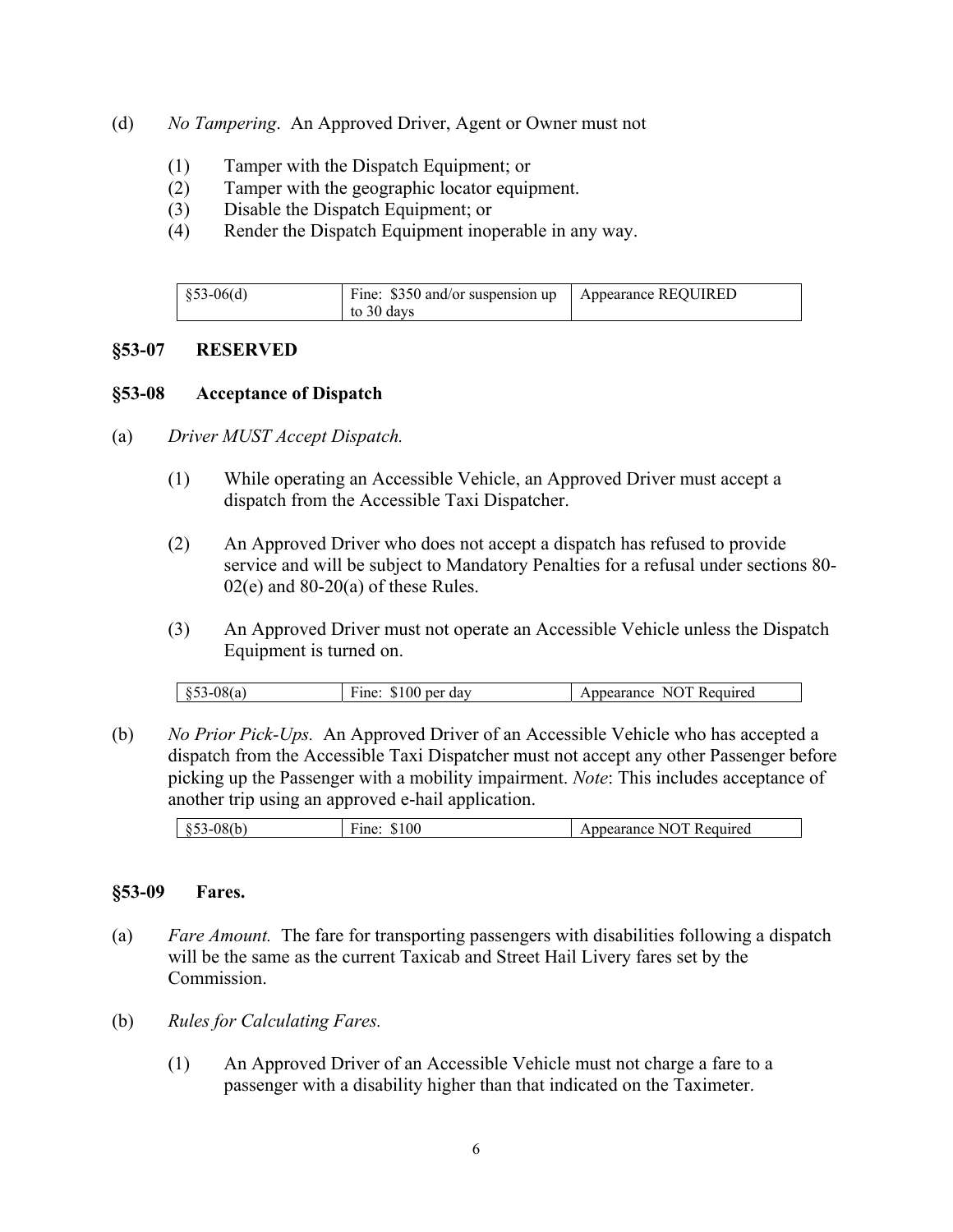(d) *No Tampering*. An Approved Driver, Agent or Owner must not

(1) Tamper with the Dispatch Equipment; or
(2) Tamper with the geographic locator equipment.
(3) Disable the Dispatch Equipment; or
(4) Render the Dispatch Equipment inoperable in any way.

| §53-06(d) | Fine: $350 and/or suspension up to 30 days | Appearance REQUIRED |
|---|---|---|

### §53-07 RESERVED

### §53-08 Acceptance of Dispatch

(a) *Driver MUST Accept Dispatch.*

(1) While operating an Accessible Vehicle, an Approved Driver must accept a dispatch from the Accessible Taxi Dispatcher.

(2) An Approved Driver who does not accept a dispatch has refused to provide service and will be subject to Mandatory Penalties for a refusal under sections 80-02(e) and 80-20(a) of these Rules.

(3) An Approved Driver must not operate an Accessible Vehicle unless the Dispatch Equipment is turned on.

| §53-08(a) | Fine: $100 per day | Appearance NOT Required |
|---|---|---|

(b) *No Prior Pick-Ups.* An Approved Driver of an Accessible Vehicle who has accepted a dispatch from the Accessible Taxi Dispatcher must not accept any other Passenger before picking up the Passenger with a mobility impairment. *Note*: This includes acceptance of another trip using an approved e-hail application.

| §53-08(b) | Fine: $100 | Appearance NOT Required |
|---|---|---|

### §53-09 Fares.

(a) *Fare Amount.* The fare for transporting passengers with disabilities following a dispatch will be the same as the current Taxicab and Street Hail Livery fares set by the Commission.

(b) *Rules for Calculating Fares.*

(1) An Approved Driver of an Accessible Vehicle must not charge a fare to a passenger with a disability higher than that indicated on the Taximeter.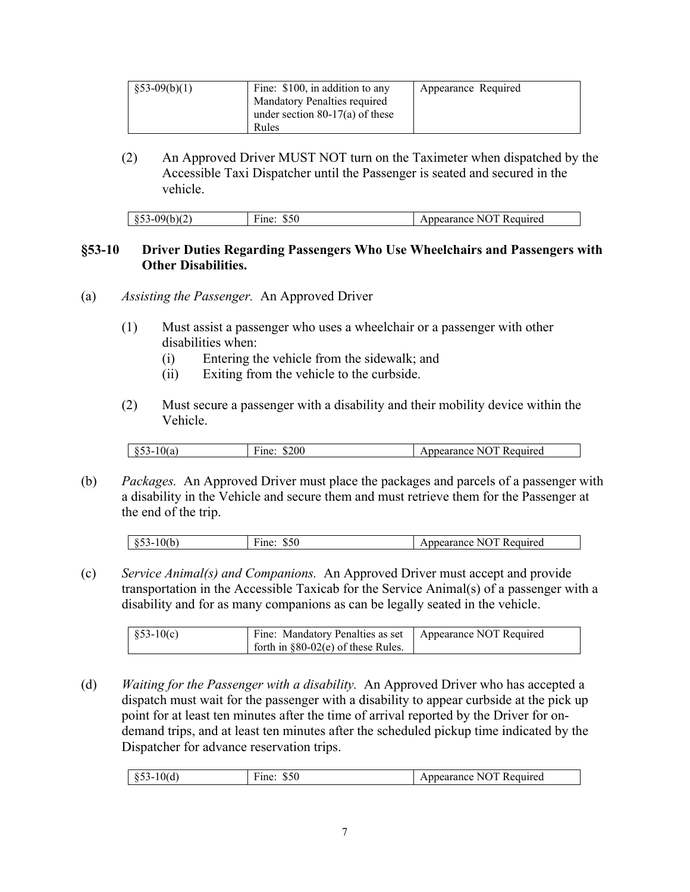| §53-09(b)(1) | Fine: $100, in addition to any Mandatory Penalties required under section 80-17(a) of these Rules | Appearance Required |
|---|---|---|

(2) An Approved Driver MUST NOT turn on the Taximeter when dispatched by the Accessible Taxi Dispatcher until the Passenger is seated and secured in the vehicle.

| §53-09(b)(2) | Fine: $50 | Appearance NOT Required |
|---|---|---|

### §53-10 Driver Duties Regarding Passengers Who Use Wheelchairs and Passengers with Other Disabilities.

(a) *Assisting the Passenger.* An Approved Driver

(1) Must assist a passenger who uses a wheelchair or a passenger with other disabilities when:

(i) Entering the vehicle from the sidewalk; and

(ii) Exiting from the vehicle to the curbside.

(2) Must secure a passenger with a disability and their mobility device within the Vehicle.

| §53-10(a) | Fine: $200 | Appearance NOT Required |
|---|---|---|

(b) *Packages.* An Approved Driver must place the packages and parcels of a passenger with a disability in the Vehicle and secure them and must retrieve them for the Passenger at the end of the trip.

| §53-10(b) | Fine: $50 | Appearance NOT Required |
|---|---|---|

(c) *Service Animal(s) and Companions.* An Approved Driver must accept and provide transportation in the Accessible Taxicab for the Service Animal(s) of a passenger with a disability and for as many companions as can be legally seated in the vehicle.

| §53-10(c) | Fine: Mandatory Penalties as set forth in §80-02(e) of these Rules. | Appearance NOT Required |
|---|---|---|

(d) *Waiting for the Passenger with a disability.* An Approved Driver who has accepted a dispatch must wait for the passenger with a disability to appear curbside at the pick up point for at least ten minutes after the time of arrival reported by the Driver for on-demand trips, and at least ten minutes after the scheduled pickup time indicated by the Dispatcher for advance reservation trips.

| §53-10(d) | Fine: $50 | Appearance NOT Required |
|---|---|---|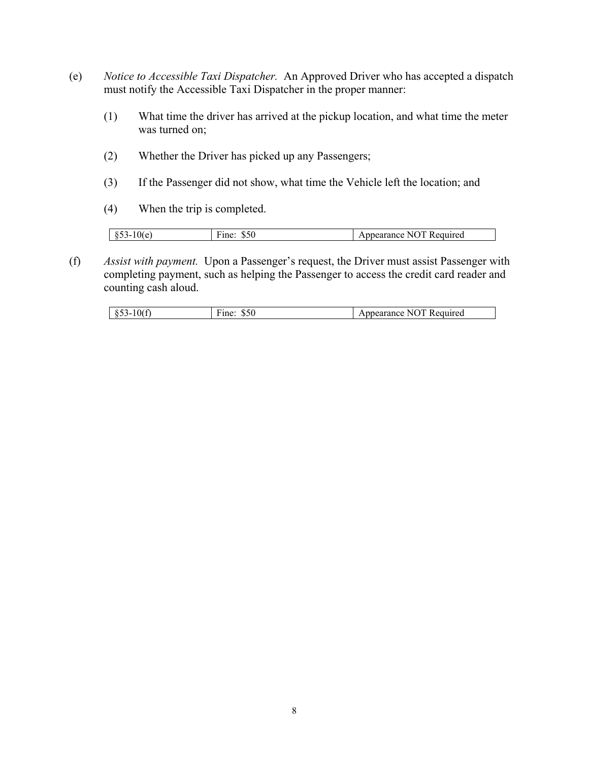(e) *Notice to Accessible Taxi Dispatcher.* An Approved Driver who has accepted a dispatch must notify the Accessible Taxi Dispatcher in the proper manner:

(1) What time the driver has arrived at the pickup location, and what time the meter was turned on;

(2) Whether the Driver has picked up any Passengers;

(3) If the Passenger did not show, what time the Vehicle left the location; and

(4) When the trip is completed.

| | | |
|---|---|---|
| §53-10(e) | Fine: $50 | Appearance NOT Required |

(f) *Assist with payment.* Upon a Passenger's request, the Driver must assist Passenger with completing payment, such as helping the Passenger to access the credit card reader and counting cash aloud.

| | | |
|---|---|---|
| §53-10(f) | Fine: $50 | Appearance NOT Required |